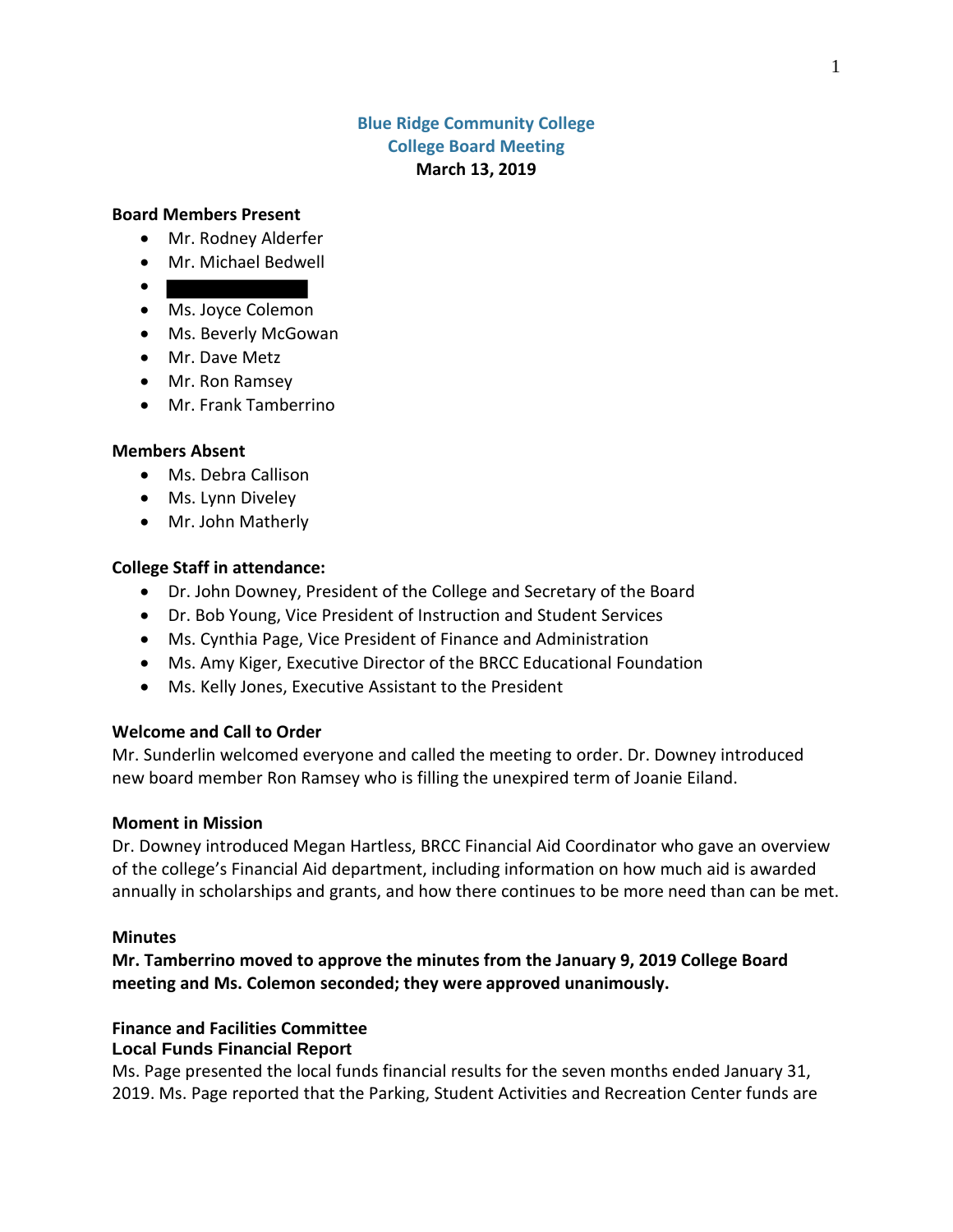# Blue Ridge Community College
## College Board Meeting
**March 13, 2019**

**Board Members Present**

- Mr. Rodney Alderfer
- Mr. Michael Bedwell
- 
- Ms. Joyce Colemon
- Ms. Beverly McGowan
- Mr. Dave Metz
- Mr. Ron Ramsey
- Mr. Frank Tamberrino

**Members Absent**

- Ms. Debra Callison
- Ms. Lynn Diveley
- Mr. John Matherly

**College Staff in attendance:**

- Dr. John Downey, President of the College and Secretary of the Board
- Dr. Bob Young, Vice President of Instruction and Student Services
- Ms. Cynthia Page, Vice President of Finance and Administration
- Ms. Amy Kiger, Executive Director of the BRCC Educational Foundation
- Ms. Kelly Jones, Executive Assistant to the President

**Welcome and Call to Order**

Mr. Sunderlin welcomed everyone and called the meeting to order. Dr. Downey introduced new board member Ron Ramsey who is filling the unexpired term of Joanie Eiland.

**Moment in Mission**

Dr. Downey introduced Megan Hartless, BRCC Financial Aid Coordinator who gave an overview of the college's Financial Aid department, including information on how much aid is awarded annually in scholarships and grants, and how there continues to be more need than can be met.

**Minutes**

**Mr. Tamberrino moved to approve the minutes from the January 9, 2019 College Board meeting and Ms. Colemon seconded; they were approved unanimously.**

**Finance and Facilities Committee**

**Local Funds Financial Report**

Ms. Page presented the local funds financial results for the seven months ended January 31, 2019. Ms. Page reported that the Parking, Student Activities and Recreation Center funds are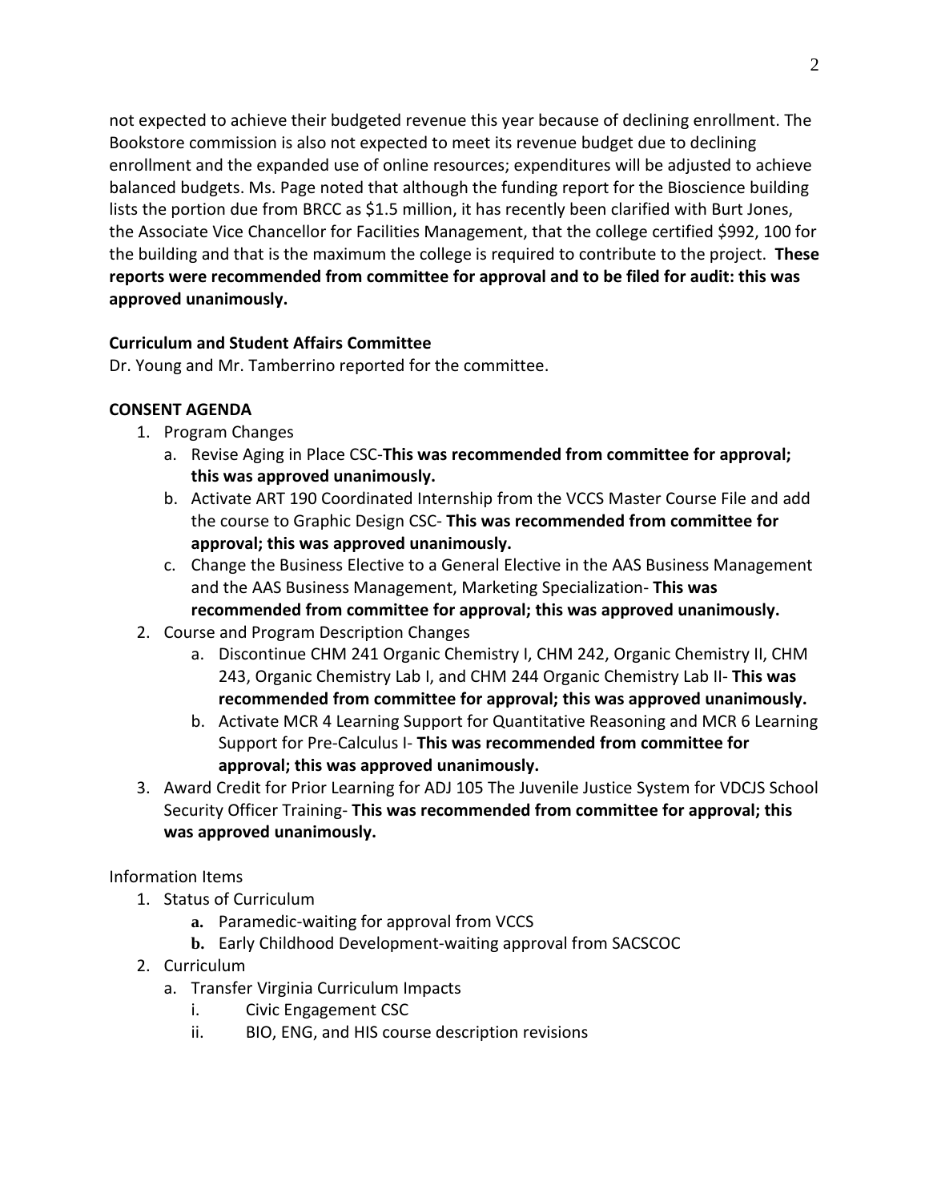not expected to achieve their budgeted revenue this year because of declining enrollment. The Bookstore commission is also not expected to meet its revenue budget due to declining enrollment and the expanded use of online resources; expenditures will be adjusted to achieve balanced budgets. Ms. Page noted that although the funding report for the Bioscience building lists the portion due from BRCC as $1.5 million, it has recently been clarified with Burt Jones, the Associate Vice Chancellor for Facilities Management, that the college certified $992, 100 for the building and that is the maximum the college is required to contribute to the project. **These reports were recommended from committee for approval and to be filed for audit: this was approved unanimously.**

**Curriculum and Student Affairs Committee**

Dr. Young and Mr. Tamberrino reported for the committee.

**CONSENT AGENDA**

1. Program Changes
   a. Revise Aging in Place CSC-**This was recommended from committee for approval; this was approved unanimously.**
   b. Activate ART 190 Coordinated Internship from the VCCS Master Course File and add the course to Graphic Design CSC- **This was recommended from committee for approval; this was approved unanimously.**
   c. Change the Business Elective to a General Elective in the AAS Business Management and the AAS Business Management, Marketing Specialization- **This was recommended from committee for approval; this was approved unanimously.**
2. Course and Program Description Changes
   a. Discontinue CHM 241 Organic Chemistry I, CHM 242, Organic Chemistry II, CHM 243, Organic Chemistry Lab I, and CHM 244 Organic Chemistry Lab II- **This was recommended from committee for approval; this was approved unanimously.**
   b. Activate MCR 4 Learning Support for Quantitative Reasoning and MCR 6 Learning Support for Pre-Calculus I- **This was recommended from committee for approval; this was approved unanimously.**
3. Award Credit for Prior Learning for ADJ 105 The Juvenile Justice System for VDCJS School Security Officer Training- **This was recommended from committee for approval; this was approved unanimously.**

Information Items

1. Status of Curriculum
   a. Paramedic-waiting for approval from VCCS
   b. Early Childhood Development-waiting approval from SACSCOC
2. Curriculum
   a. Transfer Virginia Curriculum Impacts
      i. Civic Engagement CSC
      ii. BIO, ENG, and HIS course description revisions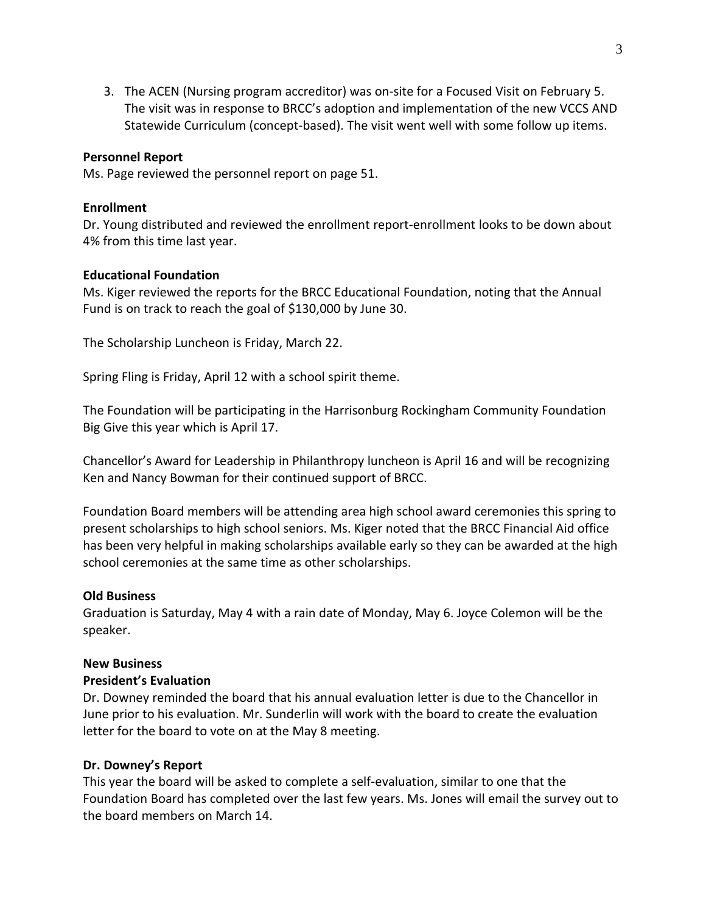3. The ACEN (Nursing program accreditor) was on-site for a Focused Visit on February 5. The visit was in response to BRCC's adoption and implementation of the new VCCS AND Statewide Curriculum (concept-based). The visit went well with some follow up items.

**Personnel Report**

Ms. Page reviewed the personnel report on page 51.

**Enrollment**

Dr. Young distributed and reviewed the enrollment report-enrollment looks to be down about 4% from this time last year.

**Educational Foundation**

Ms. Kiger reviewed the reports for the BRCC Educational Foundation, noting that the Annual Fund is on track to reach the goal of $130,000 by June 30.

The Scholarship Luncheon is Friday, March 22.

Spring Fling is Friday, April 12 with a school spirit theme.

The Foundation will be participating in the Harrisonburg Rockingham Community Foundation Big Give this year which is April 17.

Chancellor's Award for Leadership in Philanthropy luncheon is April 16 and will be recognizing Ken and Nancy Bowman for their continued support of BRCC.

Foundation Board members will be attending area high school award ceremonies this spring to present scholarships to high school seniors. Ms. Kiger noted that the BRCC Financial Aid office has been very helpful in making scholarships available early so they can be awarded at the high school ceremonies at the same time as other scholarships.

**Old Business**

Graduation is Saturday, May 4 with a rain date of Monday, May 6. Joyce Colemon will be the speaker.

**New Business**

**President's Evaluation**

Dr. Downey reminded the board that his annual evaluation letter is due to the Chancellor in June prior to his evaluation. Mr. Sunderlin will work with the board to create the evaluation letter for the board to vote on at the May 8 meeting.

**Dr. Downey's Report**

This year the board will be asked to complete a self-evaluation, similar to one that the Foundation Board has completed over the last few years. Ms. Jones will email the survey out to the board members on March 14.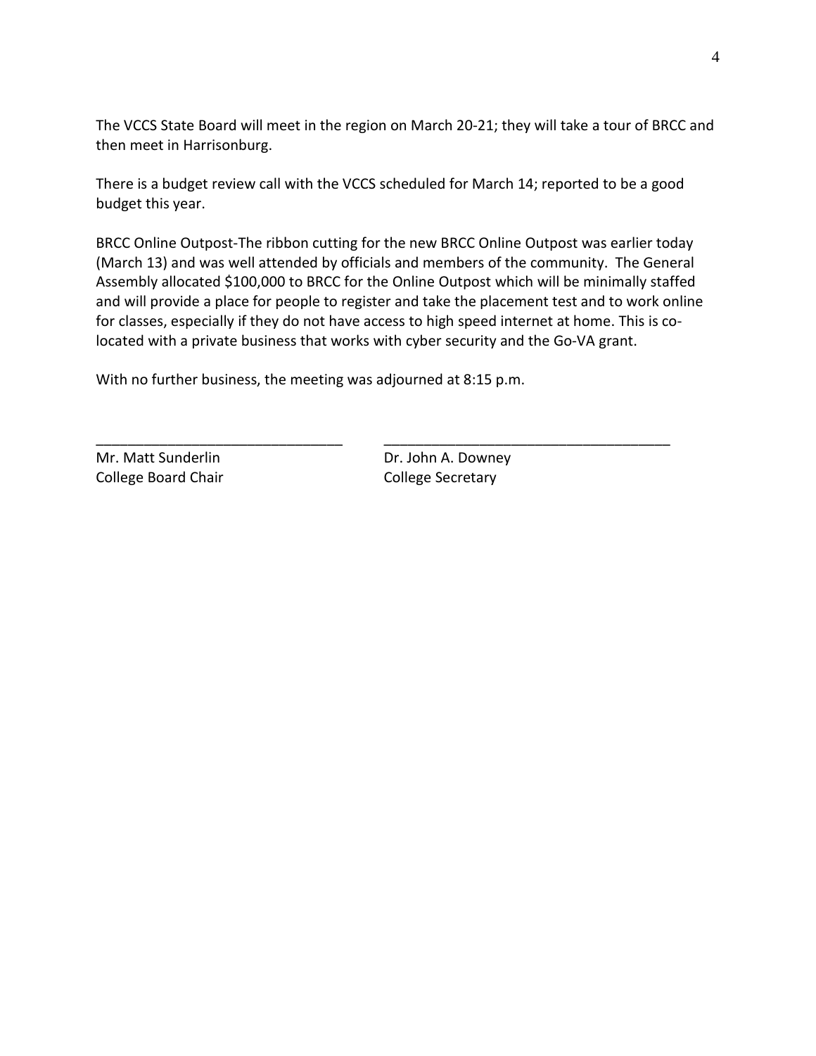The VCCS State Board will meet in the region on March 20-21; they will take a tour of BRCC and then meet in Harrisonburg.

There is a budget review call with the VCCS scheduled for March 14; reported to be a good budget this year.

BRCC Online Outpost-The ribbon cutting for the new BRCC Online Outpost was earlier today (March 13) and was well attended by officials and members of the community. The General Assembly allocated $100,000 to BRCC for the Online Outpost which will be minimally staffed and will provide a place for people to register and take the placement test and to work online for classes, especially if they do not have access to high speed internet at home. This is co-located with a private business that works with cyber security and the Go-VA grant.

With no further business, the meeting was adjourned at 8:15 p.m.

_______________________________ &nbsp;&nbsp;&nbsp;&nbsp; ____________________________________

Mr. Matt Sunderlin
College Board Chair

Dr. John A. Downey
College Secretary